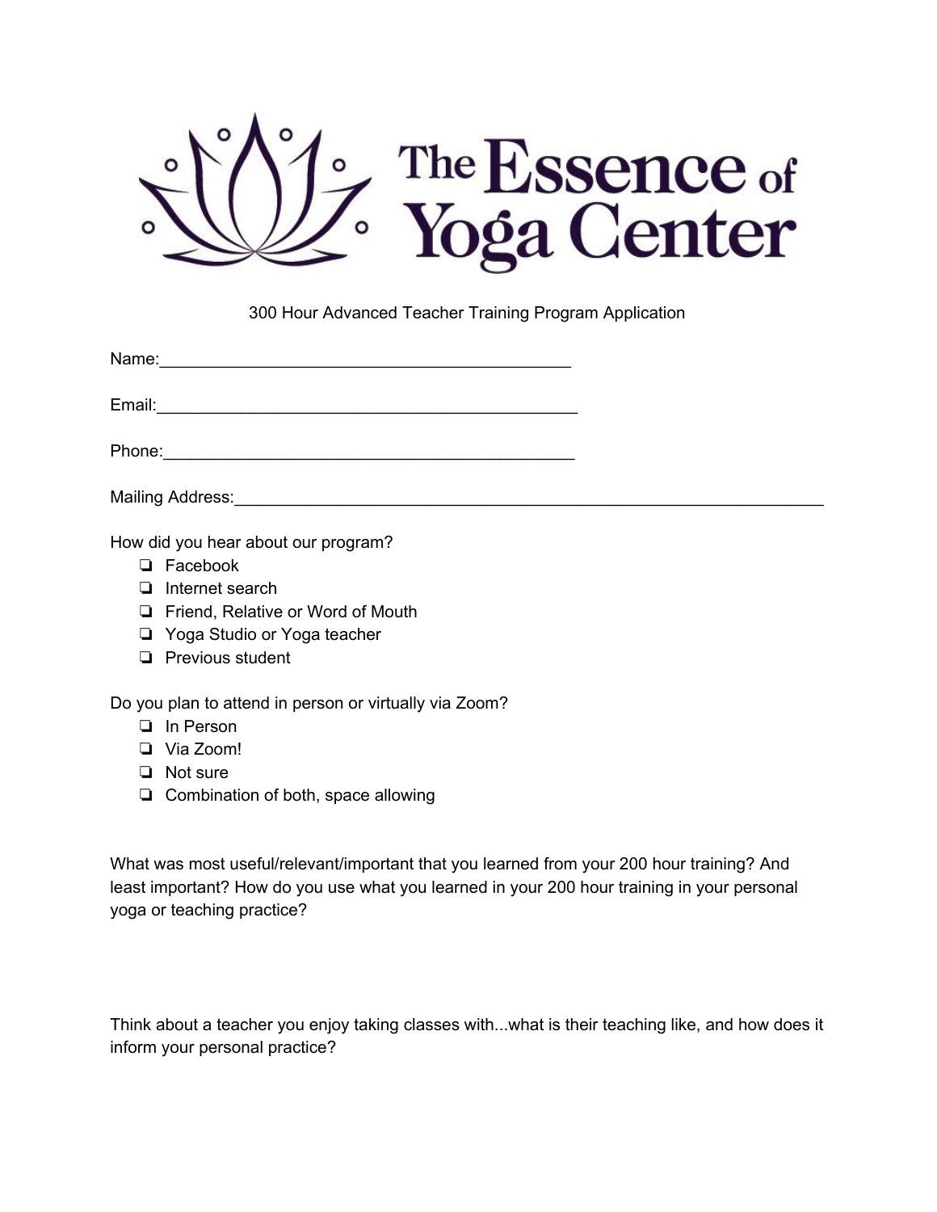# The Essence of Yoga Center

300 Hour Advanced Teacher Training Program Application

Name:_____________________________________________

Email:______________________________________________

Phone:_____________________________________________

Mailing Address:_________________________________________________________________

How did you hear about our program?

- ❏ Facebook
- ❏ Internet search
- ❏ Friend, Relative or Word of Mouth
- ❏ Yoga Studio or Yoga teacher
- ❏ Previous student

Do you plan to attend in person or virtually via Zoom?

- ❏ In Person
- ❏ Via Zoom!
- ❏ Not sure
- ❏ Combination of both, space allowing

What was most useful/relevant/important that you learned from your 200 hour training? And least important? How do you use what you learned in your 200 hour training in your personal yoga or teaching practice?

Think about a teacher you enjoy taking classes with...what is their teaching like, and how does it inform your personal practice?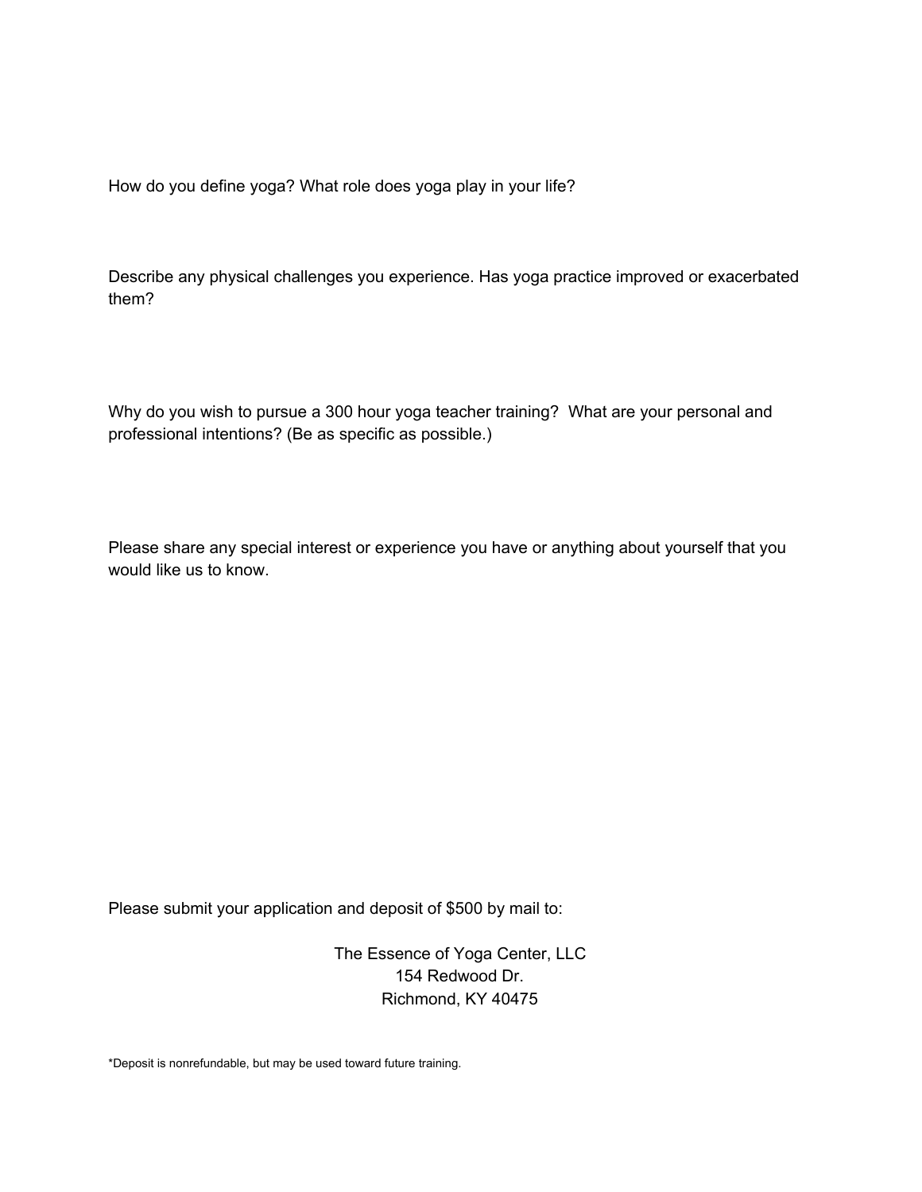How do you define yoga? What role does yoga play in your life?

Describe any physical challenges you experience. Has yoga practice improved or exacerbated them?

Why do you wish to pursue a 300 hour yoga teacher training? What are your personal and professional intentions? (Be as specific as possible.)

Please share any special interest or experience you have or anything about yourself that you would like us to know.

Please submit your application and deposit of $500 by mail to:

The Essence of Yoga Center, LLC
154 Redwood Dr.
Richmond, KY 40475

*Deposit is nonrefundable, but may be used toward future training.